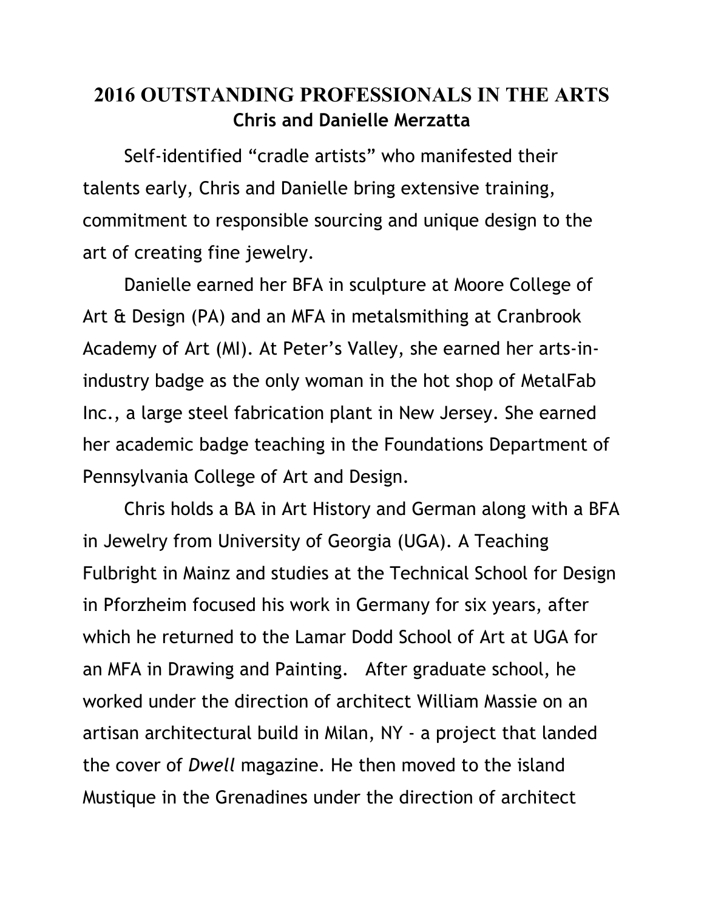# 2016 OUTSTANDING PROFESSIONALS IN THE ARTS

## Chris and Danielle Merzatta

Self-identified "cradle artists" who manifested their talents early, Chris and Danielle bring extensive training, commitment to responsible sourcing and unique design to the art of creating fine jewelry.

Danielle earned her BFA in sculpture at Moore College of Art & Design (PA) and an MFA in metalsmithing at Cranbrook Academy of Art (MI). At Peter's Valley, she earned her arts-in-industry badge as the only woman in the hot shop of MetalFab Inc., a large steel fabrication plant in New Jersey. She earned her academic badge teaching in the Foundations Department of Pennsylvania College of Art and Design.

Chris holds a BA in Art History and German along with a BFA in Jewelry from University of Georgia (UGA). A Teaching Fulbright in Mainz and studies at the Technical School for Design in Pforzheim focused his work in Germany for six years, after which he returned to the Lamar Dodd School of Art at UGA for an MFA in Drawing and Painting. After graduate school, he worked under the direction of architect William Massie on an artisan architectural build in Milan, NY - a project that landed the cover of *Dwell* magazine. He then moved to the island Mustique in the Grenadines under the direction of architect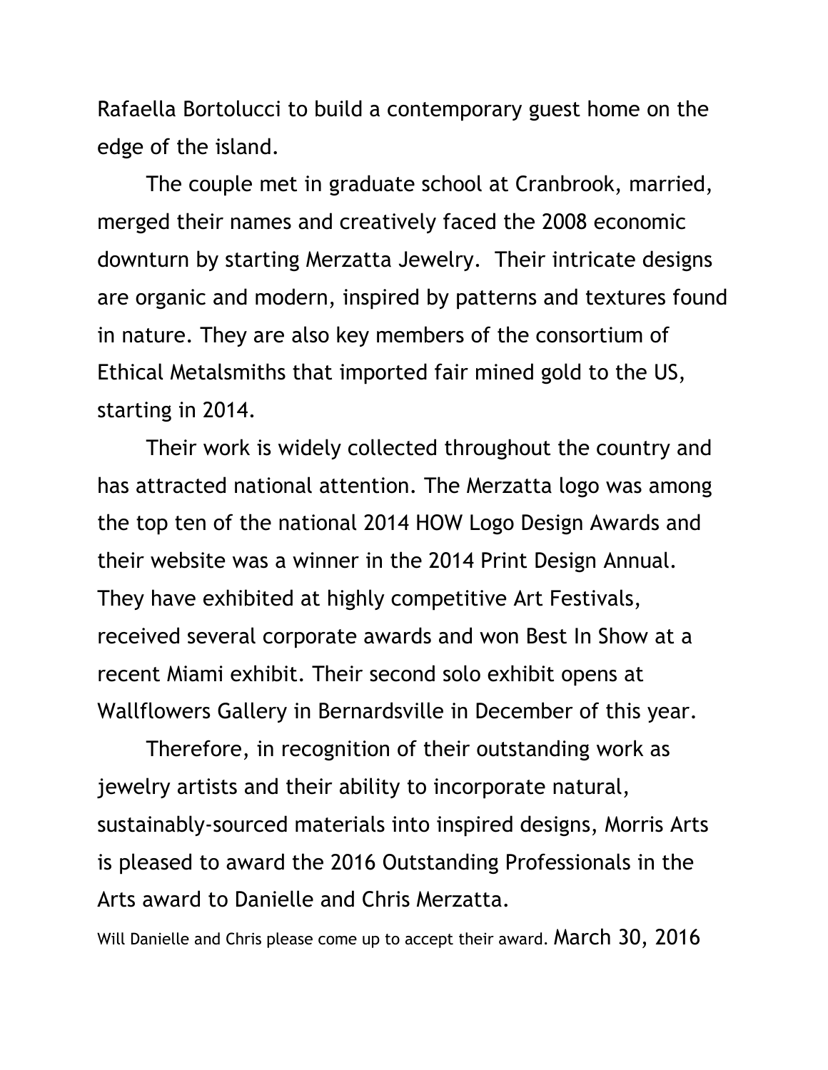Rafaella Bortolucci to build a contemporary guest home on the edge of the island.

The couple met in graduate school at Cranbrook, married, merged their names and creatively faced the 2008 economic downturn by starting Merzatta Jewelry. Their intricate designs are organic and modern, inspired by patterns and textures found in nature. They are also key members of the consortium of Ethical Metalsmiths that imported fair mined gold to the US, starting in 2014.

Their work is widely collected throughout the country and has attracted national attention. The Merzatta logo was among the top ten of the national 2014 HOW Logo Design Awards and their website was a winner in the 2014 Print Design Annual. They have exhibited at highly competitive Art Festivals, received several corporate awards and won Best In Show at a recent Miami exhibit. Their second solo exhibit opens at Wallflowers Gallery in Bernardsville in December of this year.

Therefore, in recognition of their outstanding work as jewelry artists and their ability to incorporate natural, sustainably-sourced materials into inspired designs, Morris Arts is pleased to award the 2016 Outstanding Professionals in the Arts award to Danielle and Chris Merzatta.

Will Danielle and Chris please come up to accept their award. March 30, 2016